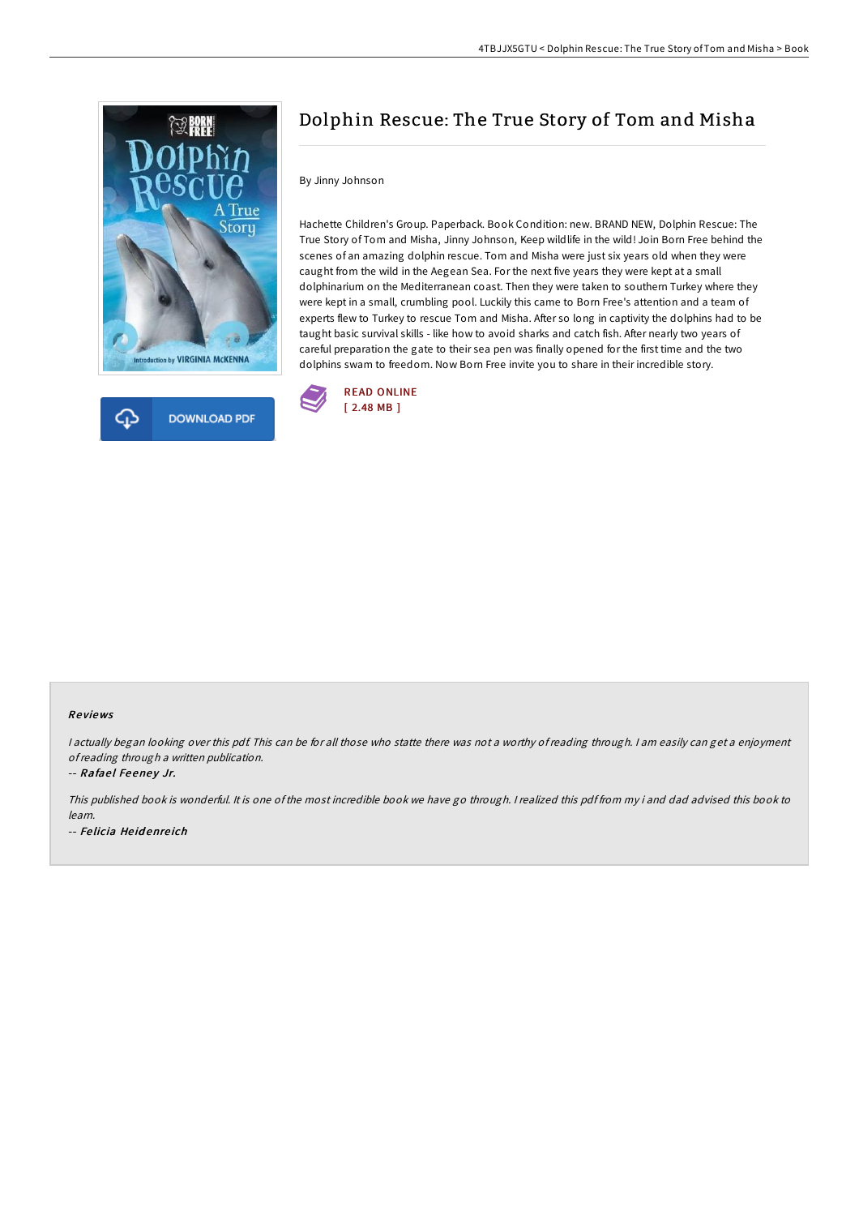# Dolphin Rescue: The True Story of Tom and Misha

By Jinny Johnson

Hachette Children's Group. Paperback. Book Condition: new. BRAND NEW, Dolphin Rescue: The True Story of Tom and Misha, Jinny Johnson, Keep wildlife in the wild! Join Born Free behind the scenes of an amazing dolphin rescue. Tom and Misha were just six years old when they were caught from the wild in the Aegean Sea. For the next five years they were kept at a small dolphinarium on the Mediterranean coast. Then they were taken to southern Turkey where they were kept in a small, crumbling pool. Luckily this came to Born Free's attention and a team of experts flew to Turkey to rescue Tom and Misha. After so long in captivity the dolphins had to be taught basic survival skills - like how to avoid sharks and catch fish. After nearly two years of careful preparation the gate to their sea pen was finally opened for the first time and the two dolphins swam to freedom. Now Born Free invite you to share in their incredible story.

DOWNLOAD PDF

READ ONLINE
[ 2.48 MB ]

## Reviews

*I actually began looking over this pdf. This can be for all those who statte there was not a worthy of reading through. I am easily can get a enjoyment of reading through a written publication.*

-- ***Rafael Feeney Jr.***

*This published book is wonderful. It is one of the most incredible book we have go through. I realized this pdf from my i and dad advised this book to learn.*

-- ***Felicia Heidenreich***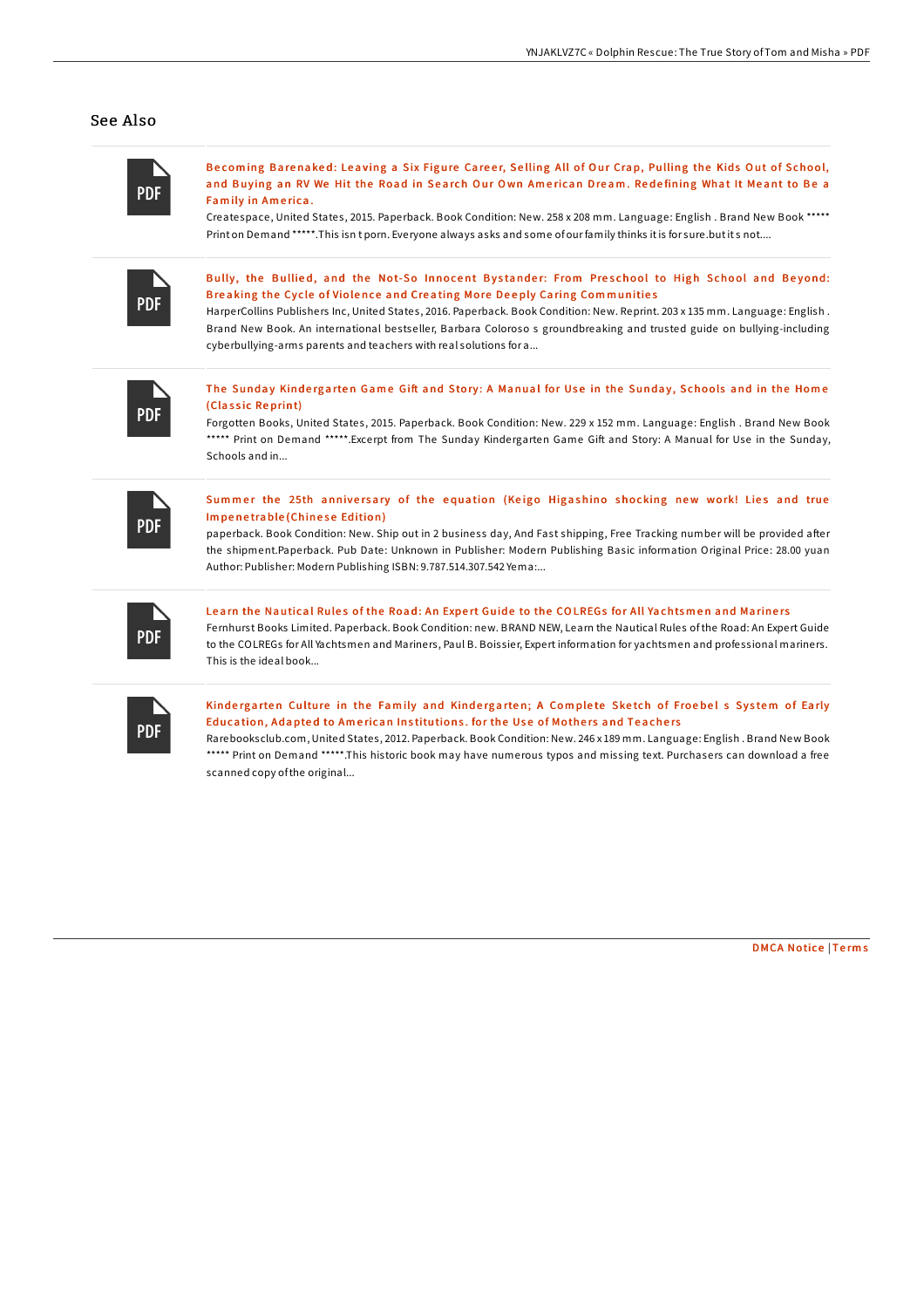## See Also

**Becoming Barenaked: Leaving a Six Figure Career, Selling All of Our Crap, Pulling the Kids Out of School, and Buying an RV We Hit the Road in Search Our Own American Dream. Redefining What It Meant to Be a Family in America.**

Createspace, United States, 2015. Paperback. Book Condition: New. 258 x 208 mm. Language: English . Brand New Book ***** Print on Demand *****.This isn t porn. Everyone always asks and some of our family thinks it is for sure.but it s not....

**Bully, the Bullied, and the Not-So Innocent Bystander: From Preschool to High School and Beyond: Breaking the Cycle of Violence and Creating More Deeply Caring Communities**

HarperCollins Publishers Inc, United States, 2016. Paperback. Book Condition: New. Reprint. 203 x 135 mm. Language: English . Brand New Book. An international bestseller, Barbara Coloroso s groundbreaking and trusted guide on bullying-including cyberbullying-arms parents and teachers with real solutions for a...

**The Sunday Kindergarten Game Gift and Story: A Manual for Use in the Sunday, Schools and in the Home (Classic Reprint)**

Forgotten Books, United States, 2015. Paperback. Book Condition: New. 229 x 152 mm. Language: English . Brand New Book ***** Print on Demand *****.Excerpt from The Sunday Kindergarten Game Gift and Story: A Manual for Use in the Sunday, Schools and in...

**Summer the 25th anniversary of the equation (Keigo Higashino shocking new work! Lies and true Impenetrable(Chinese Edition)**

paperback. Book Condition: New. Ship out in 2 business day, And Fast shipping, Free Tracking number will be provided after the shipment.Paperback. Pub Date: Unknown in Publisher: Modern Publishing Basic information Original Price: 28.00 yuan Author: Publisher: Modern Publishing ISBN: 9.787.514.307.542 Yema:...

**Learn the Nautical Rules of the Road: An Expert Guide to the COLREGs for All Yachtsmen and Mariners**

Fernhurst Books Limited. Paperback. Book Condition: new. BRAND NEW, Learn the Nautical Rules of the Road: An Expert Guide to the COLREGs for All Yachtsmen and Mariners, Paul B. Boissier, Expert information for yachtsmen and professional mariners. This is the ideal book...

**Kindergarten Culture in the Family and Kindergarten; A Complete Sketch of Froebel s System of Early Education, Adapted to American Institutions. for the Use of Mothers and Teachers**

Rarebooksclub.com, United States, 2012. Paperback. Book Condition: New. 246 x 189 mm. Language: English . Brand New Book ***** Print on Demand *****.This historic book may have numerous typos and missing text. Purchasers can download a free scanned copy of the original...

DMCA Notice | Terms